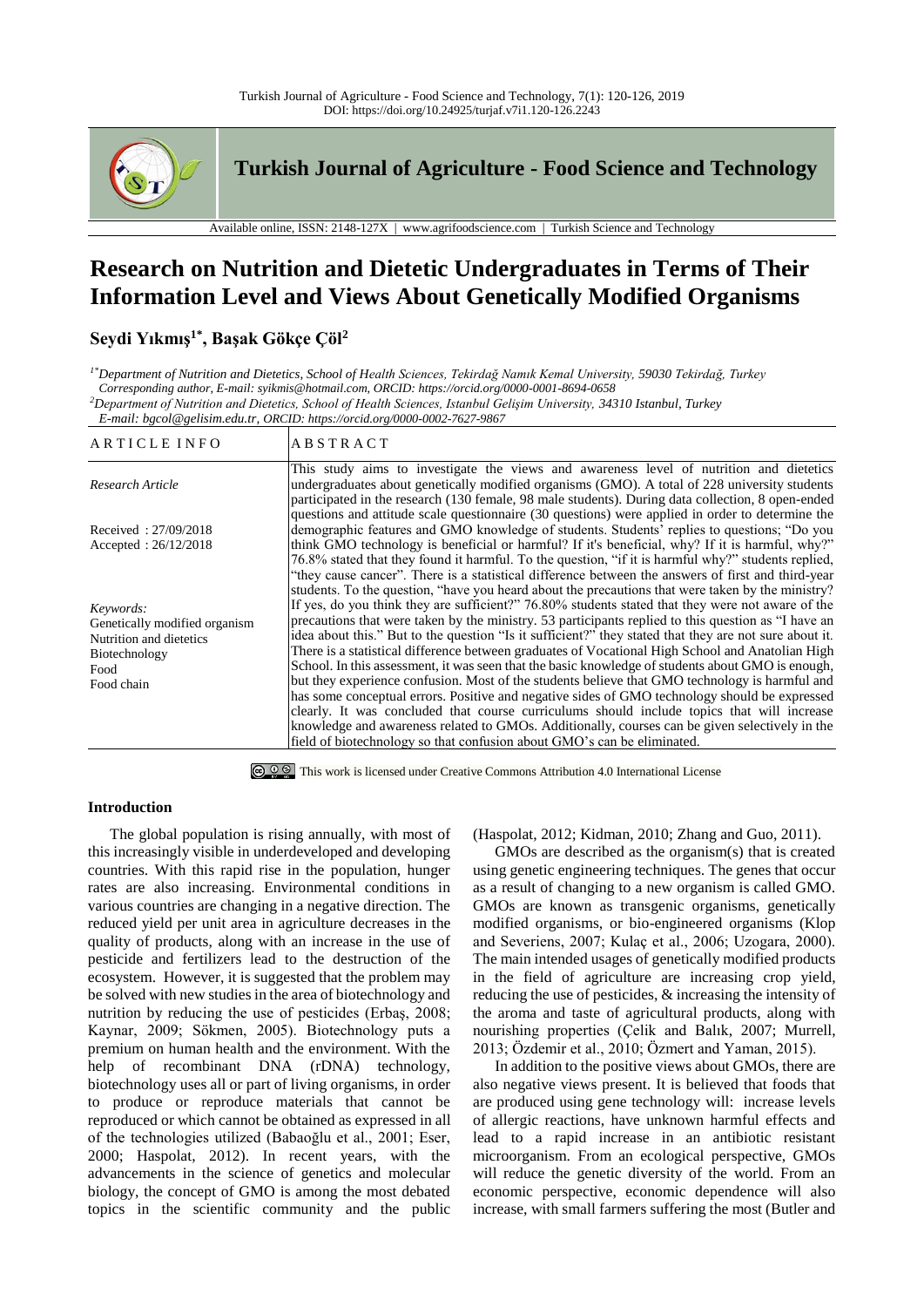Turkish Journal of Agriculture - Food Science and Technology, 7(1): 120-126, 2019
DOI: https://doi.org/10.24925/turjaf.v7i1.120-126.2243

**Turkish Journal of Agriculture - Food Science and Technology**

Available online, ISSN: 2148-127X | www.agrifoodscience.com | Turkish Science and Technology

# Research on Nutrition and Dietetic Undergraduates in Terms of Their Information Level and Views About Genetically Modified Organisms

**Seydi Yıkmış[1*], Başak Gökçe Çöl[2]**

*[1*]Department of Nutrition and Dietetics, School of Health Sciences, Tekirdağ Namık Kemal University, 59030 Tekirdağ, Turkey*
*Corresponding author, E-mail: syikmis@hotmail.com, ORCID: https://orcid.org/0000-0001-8694-0658*
*[2]Department of Nutrition and Dietetics, School of Health Sciences, Istanbul Gelişim University, 34310 Istanbul, Turkey*
*E-mail: bgcol@gelisim.edu.tr, ORCID: https://orcid.org/0000-0002-7627-9867*

| ARTICLE INFO | ABSTRACT |
|---|---|
| *Research Article*<br><br>Received : 27/09/2018<br>Accepted : 26/12/2018<br><br>*Keywords:*<br>Genetically modified organism<br>Nutrition and dietetics<br>Biotechnology<br>Food<br>Food chain | This study aims to investigate the views and awareness level of nutrition and dietetics undergraduates about genetically modified organisms (GMO). A total of 228 university students participated in the research (130 female, 98 male students). During data collection, 8 open-ended questions and attitude scale questionnaire (30 questions) were applied in order to determine the demographic features and GMO knowledge of students. Students' replies to questions; "Do you think GMO technology is beneficial or harmful? If it's beneficial, why? If it is harmful, why?" 76.8% stated that they found it harmful. To the question, "if it is harmful why?" students replied, "they cause cancer". There is a statistical difference between the answers of first and third-year students. To the question, "have you heard about the precautions that were taken by the ministry? If yes, do you think they are sufficient?" 76.80% students stated that they were not aware of the precautions that were taken by the ministry. 53 participants replied to this question as "I have an idea about this." But to the question "Is it sufficient?" they stated that they are not sure about it. There is a statistical difference between graduates of Vocational High School and Anatolian High School. In this assessment, it was seen that the basic knowledge of students about GMO is enough, but they experience confusion. Most of the students believe that GMO technology is harmful and has some conceptual errors. Positive and negative sides of GMO technology should be expressed clearly. It was concluded that course curriculums should include topics that will increase knowledge and awareness related to GMOs. Additionally, courses can be given selectively in the field of biotechnology so that confusion about GMO's can be eliminated. |

This work is licensed under Creative Commons Attribution 4.0 International License

## Introduction

The global population is rising annually, with most of this increasingly visible in underdeveloped and developing countries. With this rapid rise in the population, hunger rates are also increasing. Environmental conditions in various countries are changing in a negative direction. The reduced yield per unit area in agriculture decreases in the quality of products, along with an increase in the use of pesticide and fertilizers lead to the destruction of the ecosystem. However, it is suggested that the problem may be solved with new studies in the area of biotechnology and nutrition by reducing the use of pesticides (Erbaş, 2008; Kaynar, 2009; Sökmen, 2005). Biotechnology puts a premium on human health and the environment. With the help of recombinant DNA (rDNA) technology, biotechnology uses all or part of living organisms, in order to produce or reproduce materials that cannot be reproduced or which cannot be obtained as expressed in all of the technologies utilized (Babaoğlu et al., 2001; Eser, 2000; Haspolat, 2012). In recent years, with the advancements in the science of genetics and molecular biology, the concept of GMO is among the most debated topics in the scientific community and the public (Haspolat, 2012; Kidman, 2010; Zhang and Guo, 2011).

GMOs are described as the organism(s) that is created using genetic engineering techniques. The genes that occur as a result of changing to a new organism is called GMO. GMOs are known as transgenic organisms, genetically modified organisms, or bio-engineered organisms (Klop and Severiens, 2007; Kulaç et al., 2006; Uzogara, 2000). The main intended usages of genetically modified products in the field of agriculture are increasing crop yield, reducing the use of pesticides, & increasing the intensity of the aroma and taste of agricultural products, along with nourishing properties (Çelik and Balık, 2007; Murrell, 2013; Özdemir et al., 2010; Özmert and Yaman, 2015).

In addition to the positive views about GMOs, there are also negative views present. It is believed that foods that are produced using gene technology will: increase levels of allergic reactions, have unknown harmful effects and lead to a rapid increase in an antibiotic resistant microorganism. From an ecological perspective, GMOs will reduce the genetic diversity of the world. From an economic perspective, economic dependence will also increase, with small farmers suffering the most (Butler and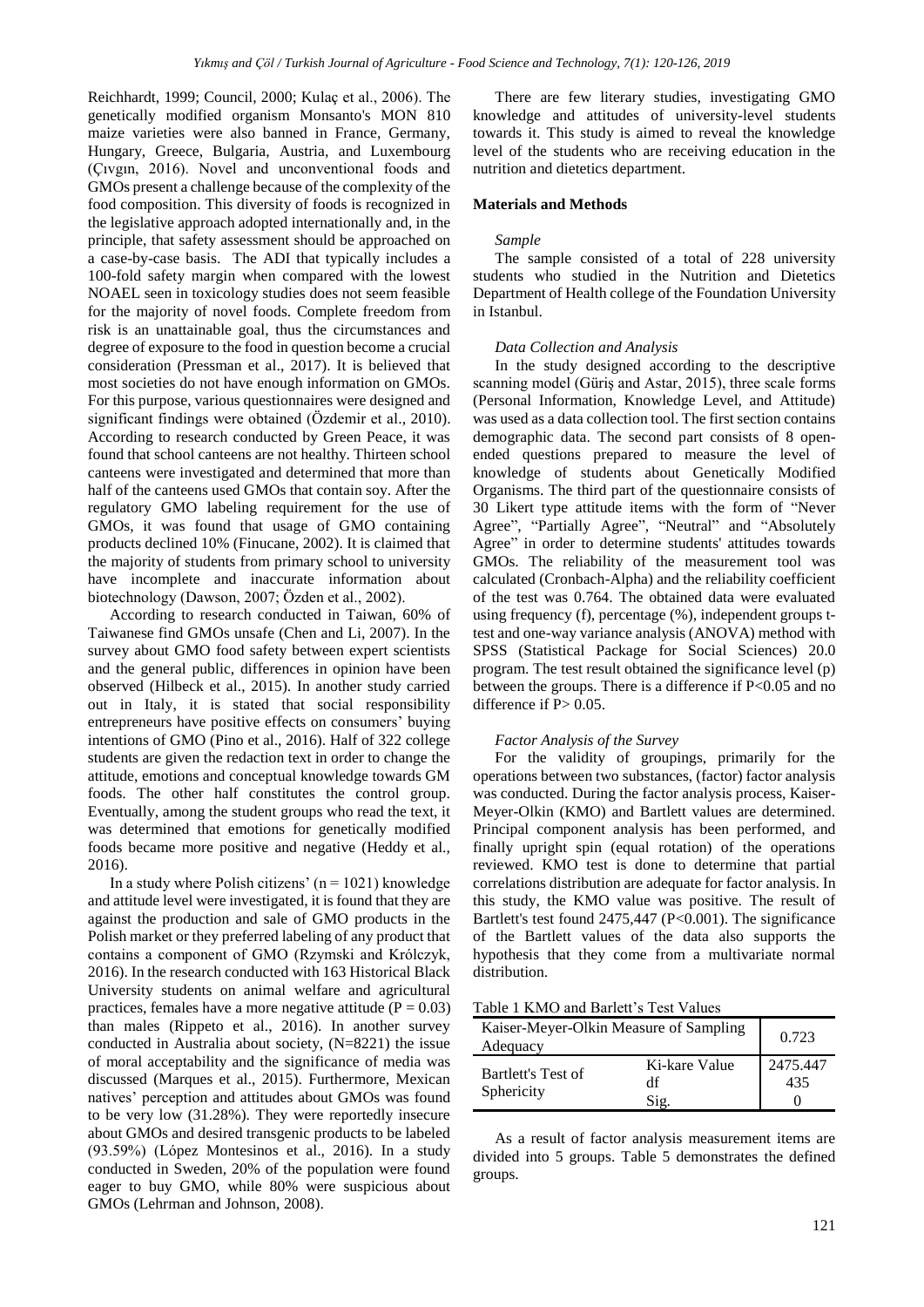Reichhardt, 1999; Council, 2000; Kulaç et al., 2006). The genetically modified organism Monsanto's MON 810 maize varieties were also banned in France, Germany, Hungary, Greece, Bulgaria, Austria, and Luxembourg (Çıvgın, 2016). Novel and unconventional foods and GMOs present a challenge because of the complexity of the food composition. This diversity of foods is recognized in the legislative approach adopted internationally and, in the principle, that safety assessment should be approached on a case-by-case basis. The ADI that typically includes a 100-fold safety margin when compared with the lowest NOAEL seen in toxicology studies does not seem feasible for the majority of novel foods. Complete freedom from risk is an unattainable goal, thus the circumstances and degree of exposure to the food in question become a crucial consideration (Pressman et al., 2017). It is believed that most societies do not have enough information on GMOs. For this purpose, various questionnaires were designed and significant findings were obtained (Özdemir et al., 2010). According to research conducted by Green Peace, it was found that school canteens are not healthy. Thirteen school canteens were investigated and determined that more than half of the canteens used GMOs that contain soy. After the regulatory GMO labeling requirement for the use of GMOs, it was found that usage of GMO containing products declined 10% (Finucane, 2002). It is claimed that the majority of students from primary school to university have incomplete and inaccurate information about biotechnology (Dawson, 2007; Özden et al., 2002).

According to research conducted in Taiwan, 60% of Taiwanese find GMOs unsafe (Chen and Li, 2007). In the survey about GMO food safety between expert scientists and the general public, differences in opinion have been observed (Hilbeck et al., 2015). In another study carried out in Italy, it is stated that social responsibility entrepreneurs have positive effects on consumers' buying intentions of GMO (Pino et al., 2016). Half of 322 college students are given the redaction text in order to change the attitude, emotions and conceptual knowledge towards GM foods. The other half constitutes the control group. Eventually, among the student groups who read the text, it was determined that emotions for genetically modified foods became more positive and negative (Heddy et al., 2016).

In a study where Polish citizens' (n = 1021) knowledge and attitude level were investigated, it is found that they are against the production and sale of GMO products in the Polish market or they preferred labeling of any product that contains a component of GMO (Rzymski and Królczyk, 2016). In the research conducted with 163 Historical Black University students on animal welfare and agricultural practices, females have a more negative attitude (P = 0.03) than males (Rippeto et al., 2016). In another survey conducted in Australia about society, (N=8221) the issue of moral acceptability and the significance of media was discussed (Marques et al., 2015). Furthermore, Mexican natives' perception and attitudes about GMOs was found to be very low (31.28%). They were reportedly insecure about GMOs and desired transgenic products to be labeled (93.59%) (López Montesinos et al., 2016). In a study conducted in Sweden, 20% of the population were found eager to buy GMO, while 80% were suspicious about GMOs (Lehrman and Johnson, 2008).

There are few literary studies, investigating GMO knowledge and attitudes of university-level students towards it. This study is aimed to reveal the knowledge level of the students who are receiving education in the nutrition and dietetics department.

## Materials and Methods

### *Sample*

The sample consisted of a total of 228 university students who studied in the Nutrition and Dietetics Department of Health college of the Foundation University in Istanbul.

### *Data Collection and Analysis*

In the study designed according to the descriptive scanning model (Güriş and Astar, 2015), three scale forms (Personal Information, Knowledge Level, and Attitude) was used as a data collection tool. The first section contains demographic data. The second part consists of 8 open-ended questions prepared to measure the level of knowledge of students about Genetically Modified Organisms. The third part of the questionnaire consists of 30 Likert type attitude items with the form of "Never Agree", "Partially Agree", "Neutral" and "Absolutely Agree" in order to determine students' attitudes towards GMOs. The reliability of the measurement tool was calculated (Cronbach-Alpha) and the reliability coefficient of the test was 0.764. The obtained data were evaluated using frequency (f), percentage (%), independent groups t-test and one-way variance analysis (ANOVA) method with SPSS (Statistical Package for Social Sciences) 20.0 program. The test result obtained the significance level (p) between the groups. There is a difference if $P<0.05$ and no difference if $P> 0.05$.

### *Factor Analysis of the Survey*

For the validity of groupings, primarily for the operations between two substances, (factor) factor analysis was conducted. During the factor analysis process, Kaiser-Meyer-Olkin (KMO) and Bartlett values are determined. Principal component analysis has been performed, and finally upright spin (equal rotation) of the operations reviewed. KMO test is done to determine that partial correlations distribution are adequate for factor analysis. In this study, the KMO value was positive. The result of Bartlett's test found 2475,447 ($P<0.001$). The significance of the Bartlett values of the data also supports the hypothesis that they come from a multivariate normal distribution.

Table 1 KMO and Barlett's Test Values

| Kaiser-Meyer-Olkin Measure of Sampling Adequacy | | 0.723 |
|---|---|---|
| Bartlett's Test of Sphericity | Ki-kare Value | 2475.447 |
| | df | 435 |
| | Sig. | 0 |

As a result of factor analysis measurement items are divided into 5 groups. Table 5 demonstrates the defined groups.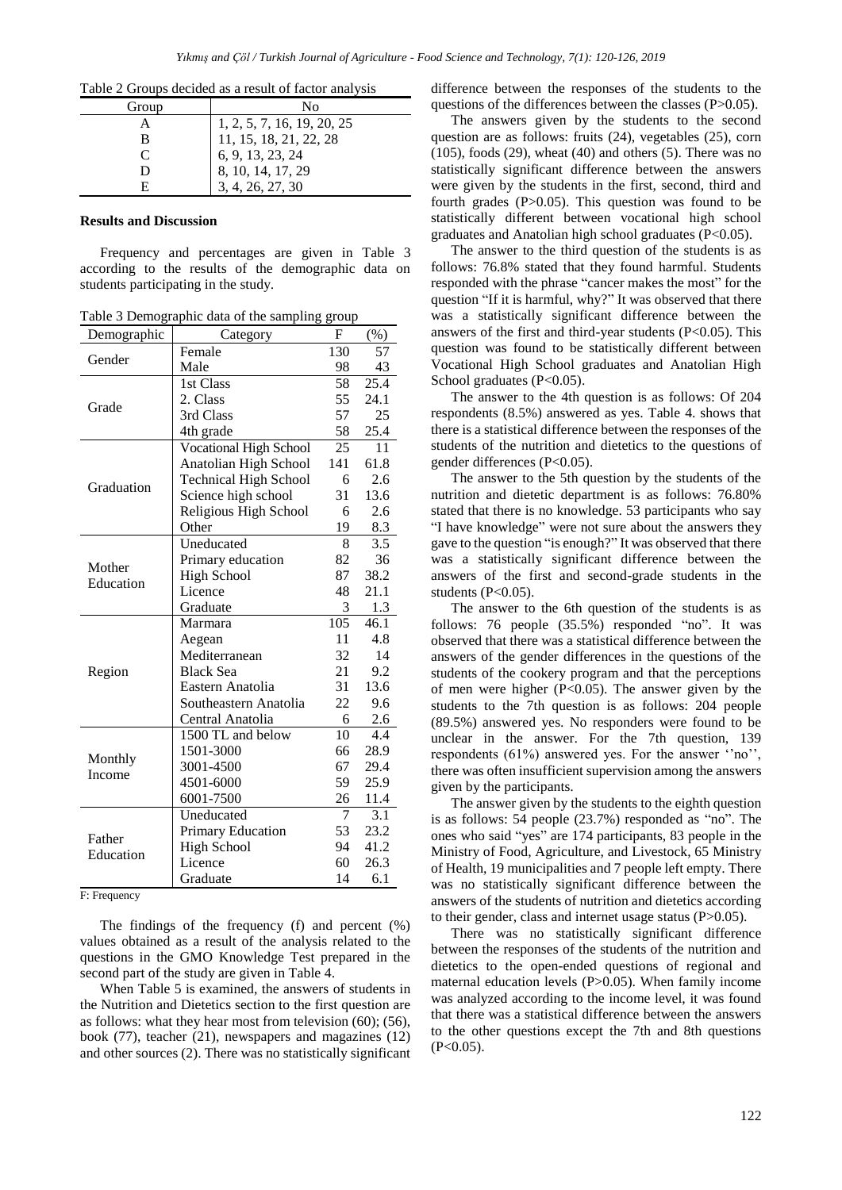Table 2 Groups decided as a result of factor analysis

| Group | No |
|---|---|
| A | 1, 2, 5, 7, 16, 19, 20, 25 |
| B | 11, 15, 18, 21, 22, 28 |
| C | 6, 9, 13, 23, 24 |
| D | 8, 10, 14, 17, 29 |
| E | 3, 4, 26, 27, 30 |

## Results and Discussion

Frequency and percentages are given in Table 3 according to the results of the demographic data on students participating in the study.

Table 3 Demographic data of the sampling group

| Demographic | Category | F | (%) |
|---|---|---|---|
| Gender | Female | 130 | 57 |
| | Male | 98 | 43 |
| Grade | 1st Class | 58 | 25.4 |
| | 2. Class | 55 | 24.1 |
| | 3rd Class | 57 | 25 |
| | 4th grade | 58 | 25.4 |
| Graduation | Vocational High School | 25 | 11 |
| | Anatolian High School | 141 | 61.8 |
| | Technical High School | 6 | 2.6 |
| | Science high school | 31 | 13.6 |
| | Religious High School | 6 | 2.6 |
| | Other | 19 | 8.3 |
| Mother Education | Uneducated | 8 | 3.5 |
| | Primary education | 82 | 36 |
| | High School | 87 | 38.2 |
| | Licence | 48 | 21.1 |
| | Graduate | 3 | 1.3 |
| Region | Marmara | 105 | 46.1 |
| | Aegean | 11 | 4.8 |
| | Mediterranean | 32 | 14 |
| | Black Sea | 21 | 9.2 |
| | Eastern Anatolia | 31 | 13.6 |
| | Southeastern Anatolia | 22 | 9.6 |
| | Central Anatolia | 6 | 2.6 |
| Monthly Income | 1500 TL and below | 10 | 4.4 |
| | 1501-3000 | 66 | 28.9 |
| | 3001-4500 | 67 | 29.4 |
| | 4501-6000 | 59 | 25.9 |
| | 6001-7500 | 26 | 11.4 |
| Father Education | Uneducated | 7 | 3.1 |
| | Primary Education | 53 | 23.2 |
| | High School | 94 | 41.2 |
| | Licence | 60 | 26.3 |
| | Graduate | 14 | 6.1 |

F: Frequency

The findings of the frequency (f) and percent (%) values obtained as a result of the analysis related to the questions in the GMO Knowledge Test prepared in the second part of the study are given in Table 4.

When Table 5 is examined, the answers of students in the Nutrition and Dietetics section to the first question are as follows: what they hear most from television (60); (56), book (77), teacher (21), newspapers and magazines (12) and other sources (2). There was no statistically significant difference between the responses of the students to the questions of the differences between the classes ($P>0.05$).

The answers given by the students to the second question are as follows: fruits (24), vegetables (25), corn (105), foods (29), wheat (40) and others (5). There was no statistically significant difference between the answers were given by the students in the first, second, third and fourth grades ($P>0.05$). This question was found to be statistically different between vocational high school graduates and Anatolian high school graduates ($P<0.05$).

The answer to the third question of the students is as follows: 76.8% stated that they found harmful. Students responded with the phrase "cancer makes the most" for the question "If it is harmful, why?" It was observed that there was a statistically significant difference between the answers of the first and third-year students ($P<0.05$). This question was found to be statistically different between Vocational High School graduates and Anatolian High School graduates ($P<0.05$).

The answer to the 4th question is as follows: Of 204 respondents (8.5%) answered as yes. Table 4. shows that there is a statistical difference between the responses of the students of the nutrition and dietetics to the questions of gender differences ($P<0.05$).

The answer to the 5th question by the students of the nutrition and dietetic department is as follows: 76.80% stated that there is no knowledge. 53 participants who say "I have knowledge" were not sure about the answers they gave to the question "is enough?" It was observed that there was a statistically significant difference between the answers of the first and second-grade students in the students ($P<0.05$).

The answer to the 6th question of the students is as follows: 76 people (35.5%) responded "no". It was observed that there was a statistical difference between the answers of the gender differences in the questions of the students of the cookery program and that the perceptions of men were higher ($P<0.05$). The answer given by the students to the 7th question is as follows: 204 people (89.5%) answered yes. No responders were found to be unclear in the answer. For the 7th question, 139 respondents (61%) answered yes. For the answer ''no'', there was often insufficient supervision among the answers given by the participants.

The answer given by the students to the eighth question is as follows: 54 people (23.7%) responded as "no". The ones who said "yes" are 174 participants, 83 people in the Ministry of Food, Agriculture, and Livestock, 65 Ministry of Health, 19 municipalities and 7 people left empty. There was no statistically significant difference between the answers of the students of nutrition and dietetics according to their gender, class and internet usage status ($P>0.05$).

There was no statistically significant difference between the responses of the students of the nutrition and dietetics to the open-ended questions of regional and maternal education levels ($P>0.05$). When family income was analyzed according to the income level, it was found that there was a statistical difference between the answers to the other questions except the 7th and 8th questions ($P<0.05$).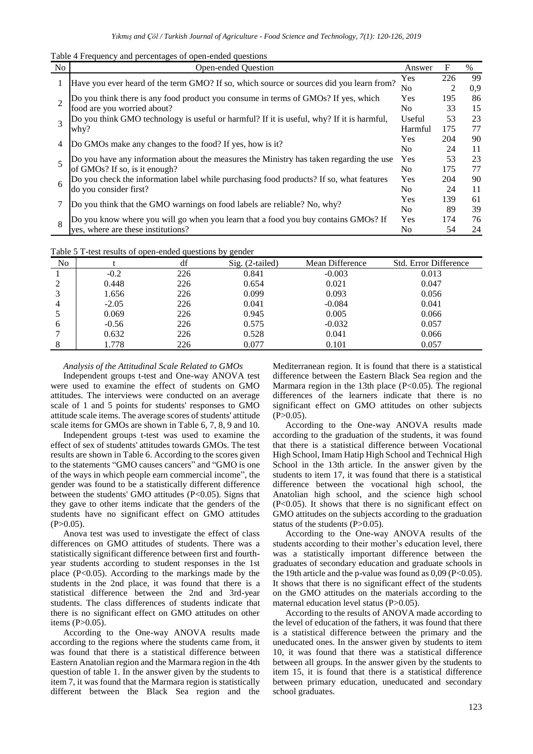Table 4 Frequency and percentages of open-ended questions

| No | Open-ended Question | Answer | F | % |
|---|---|---|---|---|
| 1 | Have you ever heard of the term GMO? If so, which source or sources did you learn from? | Yes | 226 | 99 |
| | | No | 2 | 0,9 |
| 2 | Do you think there is any food product you consume in terms of GMOs? If yes, which food are you worried about? | Yes | 195 | 86 |
| | | No | 33 | 15 |
| 3 | Do you think GMO technology is useful or harmful? If it is useful, why? If it is harmful, why? | Useful | 53 | 23 |
| | | Harmful | 175 | 77 |
| 4 | Do GMOs make any changes to the food? If yes, how is it? | Yes | 204 | 90 |
| | | No | 24 | 11 |
| 5 | Do you have any information about the measures the Ministry has taken regarding the use of GMOs? If so, is it enough? | Yes | 53 | 23 |
| | | No | 175 | 77 |
| 6 | Do you check the information label while purchasing food products? If so, what features do you consider first? | Yes | 204 | 90 |
| | | No | 24 | 11 |
| 7 | Do you think that the GMO warnings on food labels are reliable? No, why? | Yes | 139 | 61 |
| | | No | 89 | 39 |
| 8 | Do you know where you will go when you learn that a food you buy contains GMOs? If yes, where are these institutions? | Yes | 174 | 76 |
| | | No | 54 | 24 |

Table 5 T-test results of open-ended questions by gender

| No | t | df | Sig. (2-tailed) | Mean Difference | Std. Error Difference |
|---|---|---|---|---|---|
| 1 | -0.2 | 226 | 0.841 | -0.003 | 0.013 |
| 2 | 0.448 | 226 | 0.654 | 0.021 | 0.047 |
| 3 | 1.656 | 226 | 0.099 | 0.093 | 0.056 |
| 4 | -2.05 | 226 | 0.041 | -0.084 | 0.041 |
| 5 | 0.069 | 226 | 0.945 | 0.005 | 0.066 |
| 6 | -0.56 | 226 | 0.575 | -0.032 | 0.057 |
| 7 | 0.632 | 226 | 0.528 | 0.041 | 0.066 |
| 8 | 1.778 | 226 | 0.077 | 0.101 | 0.057 |

*Analysis of the Attitudinal Scale Related to GMOs*

Independent groups t-test and One-way ANOVA test were used to examine the effect of students on GMO attitudes. The interviews were conducted on an average scale of 1 and 5 points for students' responses to GMO attitude scale items. The average scores of students' attitude scale items for GMOs are shown in Table 6, 7, 8, 9 and 10.

Independent groups t-test was used to examine the effect of sex of students' attitudes towards GMOs. The test results are shown in Table 6. According to the scores given to the statements "GMO causes cancers" and "GMO is one of the ways in which people earn commercial income", the gender was found to be a statistically different difference between the students' GMO attitudes ($P<0.05$). Signs that they gave to other items indicate that the genders of the students have no significant effect on GMO attitudes ($P>0.05$).

Anova test was used to investigate the effect of class differences on GMO attitudes of students. There was a statistically significant difference between first and fourth-year students according to student responses in the 1st place ($P<0.05$). According to the markings made by the students in the 2nd place, it was found that there is a statistical difference between the 2nd and 3rd-year students. The class differences of students indicate that there is no significant effect on GMO attitudes on other items ($P>0.05$).

According to the One-way ANOVA results made according to the regions where the students came from, it was found that there is a statistical difference between Eastern Anatolian region and the Marmara region in the 4th question of table 1. In the answer given by the students to item 7, it was found that the Marmara region is statistically different between the Black Sea region and the Mediterranean region. It is found that there is a statistical difference between the Eastern Black Sea region and the Marmara region in the 13th place ($P<0.05$). The regional differences of the learners indicate that there is no significant effect on GMO attitudes on other subjects ($P>0.05$).

According to the One-way ANOVA results made according to the graduation of the students, it was found that there is a statistical difference between Vocational High School, Imam Hatip High School and Technical High School in the 13th article. In the answer given by the students to item 17, it was found that there is a statistical difference between the vocational high school, the Anatolian high school, and the science high school ($P<0.05$). It shows that there is no significant effect on GMO attitudes on the subjects according to the graduation status of the students ($P>0.05$).

According to the One-way ANOVA results of the students according to their mother's education level, there was a statistically important difference between the graduates of secondary education and graduate schools in the 19th article and the p-value was found as 0,09 ($P<0.05$). It shows that there is no significant effect of the students on the GMO attitudes on the materials according to the maternal education level status ($P>0.05$).

According to the results of ANOVA made according to the level of education of the fathers, it was found that there is a statistical difference between the primary and the uneducated ones. In the answer given by students to item 10, it was found that there was a statistical difference between all groups. In the answer given by the students to item 15, it is found that there is a statistical difference between primary education, uneducated and secondary school graduates.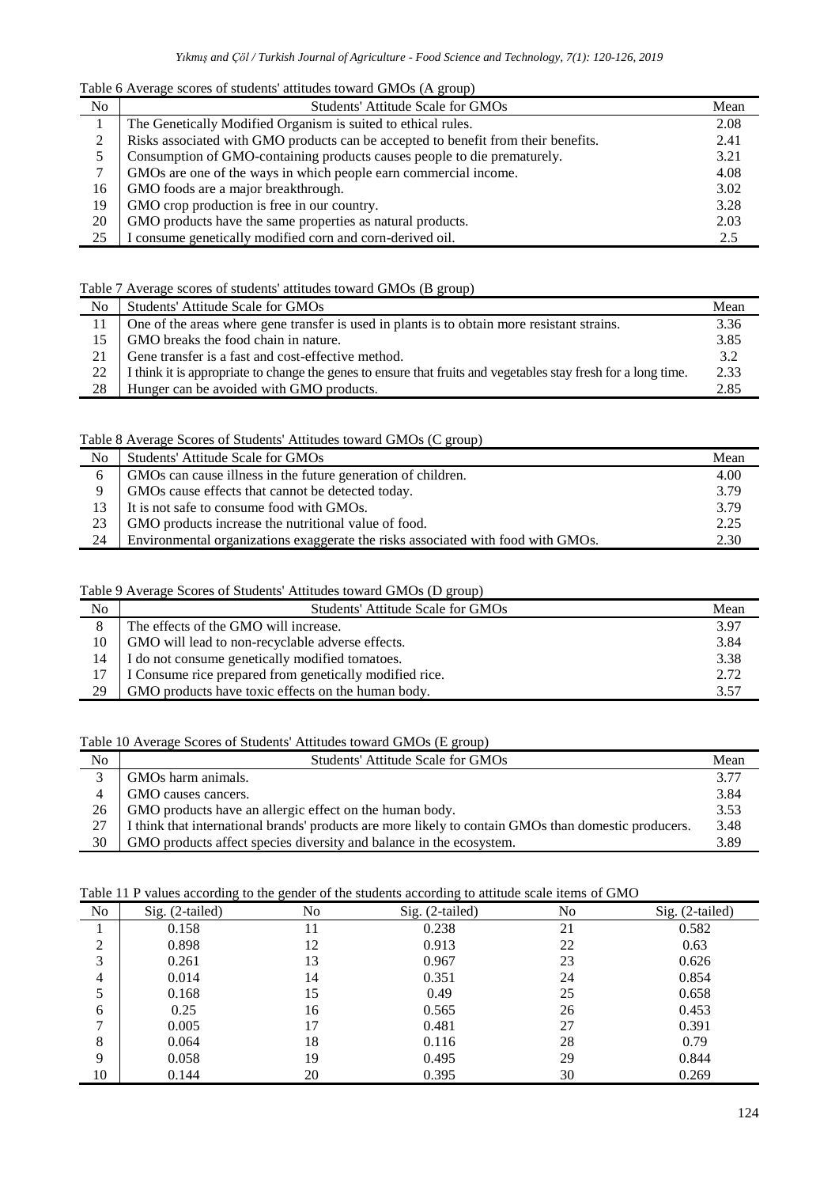Table 6 Average scores of students' attitudes toward GMOs (A group)

| No | Students' Attitude Scale for GMOs | Mean |
|---|---|---|
| 1 | The Genetically Modified Organism is suited to ethical rules. | 2.08 |
| 2 | Risks associated with GMO products can be accepted to benefit from their benefits. | 2.41 |
| 5 | Consumption of GMO-containing products causes people to die prematurely. | 3.21 |
| 7 | GMOs are one of the ways in which people earn commercial income. | 4.08 |
| 16 | GMO foods are a major breakthrough. | 3.02 |
| 19 | GMO crop production is free in our country. | 3.28 |
| 20 | GMO products have the same properties as natural products. | 2.03 |
| 25 | I consume genetically modified corn and corn-derived oil. | 2.5 |

Table 7 Average scores of students' attitudes toward GMOs (B group)

| No | Students' Attitude Scale for GMOs | Mean |
|---|---|---|
| 11 | One of the areas where gene transfer is used in plants is to obtain more resistant strains. | 3.36 |
| 15 | GMO breaks the food chain in nature. | 3.85 |
| 21 | Gene transfer is a fast and cost-effective method. | 3.2 |
| 22 | I think it is appropriate to change the genes to ensure that fruits and vegetables stay fresh for a long time. | 2.33 |
| 28 | Hunger can be avoided with GMO products. | 2.85 |

Table 8 Average Scores of Students' Attitudes toward GMOs (C group)

| No | Students' Attitude Scale for GMOs | Mean |
|---|---|---|
| 6 | GMOs can cause illness in the future generation of children. | 4.00 |
| 9 | GMOs cause effects that cannot be detected today. | 3.79 |
| 13 | It is not safe to consume food with GMOs. | 3.79 |
| 23 | GMO products increase the nutritional value of food. | 2.25 |
| 24 | Environmental organizations exaggerate the risks associated with food with GMOs. | 2.30 |

Table 9 Average Scores of Students' Attitudes toward GMOs (D group)

| No | Students' Attitude Scale for GMOs | Mean |
|---|---|---|
| 8 | The effects of the GMO will increase. | 3.97 |
| 10 | GMO will lead to non-recyclable adverse effects. | 3.84 |
| 14 | I do not consume genetically modified tomatoes. | 3.38 |
| 17 | I Consume rice prepared from genetically modified rice. | 2.72 |
| 29 | GMO products have toxic effects on the human body. | 3.57 |

Table 10 Average Scores of Students' Attitudes toward GMOs (E group)

| No | Students' Attitude Scale for GMOs | Mean |
|---|---|---|
| 3 | GMOs harm animals. | 3.77 |
| 4 | GMO causes cancers. | 3.84 |
| 26 | GMO products have an allergic effect on the human body. | 3.53 |
| 27 | I think that international brands' products are more likely to contain GMOs than domestic producers. | 3.48 |
| 30 | GMO products affect species diversity and balance in the ecosystem. | 3.89 |

Table 11 P values according to the gender of the students according to attitude scale items of GMO

| No | Sig. (2-tailed) | No | Sig. (2-tailed) | No | Sig. (2-tailed) |
|---|---|---|---|---|---|
| 1 | 0.158 | 11 | 0.238 | 21 | 0.582 |
| 2 | 0.898 | 12 | 0.913 | 22 | 0.63 |
| 3 | 0.261 | 13 | 0.967 | 23 | 0.626 |
| 4 | 0.014 | 14 | 0.351 | 24 | 0.854 |
| 5 | 0.168 | 15 | 0.49 | 25 | 0.658 |
| 6 | 0.25 | 16 | 0.565 | 26 | 0.453 |
| 7 | 0.005 | 17 | 0.481 | 27 | 0.391 |
| 8 | 0.064 | 18 | 0.116 | 28 | 0.79 |
| 9 | 0.058 | 19 | 0.495 | 29 | 0.844 |
| 10 | 0.144 | 20 | 0.395 | 30 | 0.269 |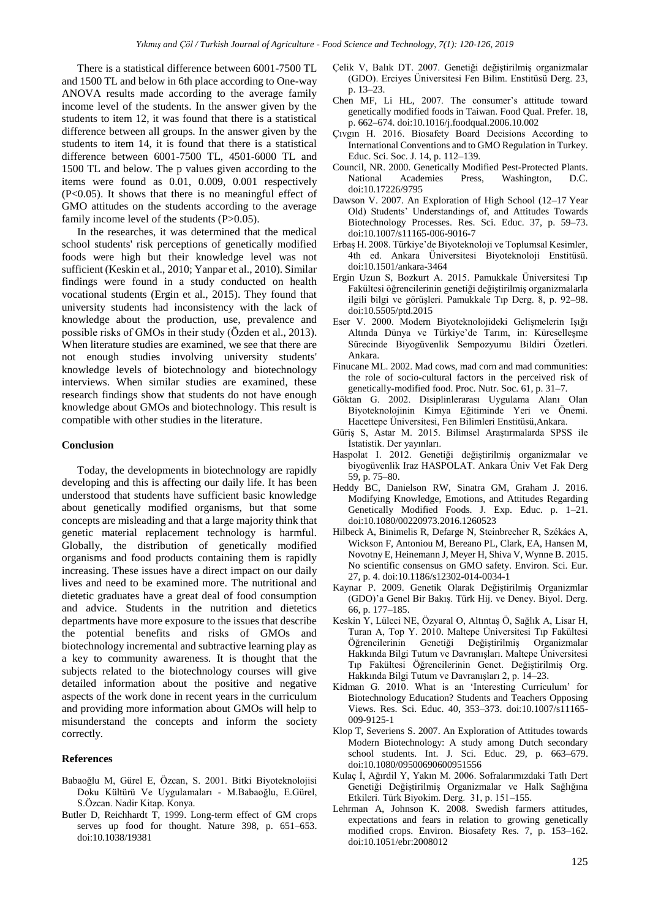There is a statistical difference between 6001-7500 TL and 1500 TL and below in 6th place according to One-way ANOVA results made according to the average family income level of the students. In the answer given by the students to item 12, it was found that there is a statistical difference between all groups. In the answer given by the students to item 14, it is found that there is a statistical difference between 6001-7500 TL, 4501-6000 TL and 1500 TL and below. The p values given according to the items were found as 0.01, 0.009, 0.001 respectively ($P<0.05$). It shows that there is no meaningful effect of GMO attitudes on the students according to the average family income level of the students ($P>0.05$).

In the researches, it was determined that the medical school students' risk perceptions of genetically modified foods were high but their knowledge level was not sufficient (Keskin et al., 2010; Yanpar et al., 2010). Similar findings were found in a study conducted on health vocational students (Ergin et al., 2015). They found that university students had inconsistency with the lack of knowledge about the production, use, prevalence and possible risks of GMOs in their study (Özden et al., 2013). When literature studies are examined, we see that there are not enough studies involving university students' knowledge levels of biotechnology and biotechnology interviews. When similar studies are examined, these research findings show that students do not have enough knowledge about GMOs and biotechnology. This result is compatible with other studies in the literature.

## Conclusion

Today, the developments in biotechnology are rapidly developing and this is affecting our daily life. It has been understood that students have sufficient basic knowledge about genetically modified organisms, but that some concepts are misleading and that a large majority think that genetic material replacement technology is harmful. Globally, the distribution of genetically modified organisms and food products containing them is rapidly increasing. These issues have a direct impact on our daily lives and need to be examined more. The nutritional and dietetic graduates have a great deal of food consumption and advice. Students in the nutrition and dietetics departments have more exposure to the issues that describe the potential benefits and risks of GMOs and biotechnology incremental and subtractive learning play as a key to community awareness. It is thought that the subjects related to the biotechnology courses will give detailed information about the positive and negative aspects of the work done in recent years in the curriculum and providing more information about GMOs will help to misunderstand the concepts and inform the society correctly.

## References

Babaoğlu M, Gürel E, Özcan, S. 2001. Bitki Biyoteknolojisi Doku Kültürü Ve Uygulamaları - M.Babaoğlu, E.Gürel, S.Özcan. Nadir Kitap. Konya.

Butler D, Reichhardt T, 1999. Long-term effect of GM crops serves up food for thought. Nature 398, p. 651–653. doi:10.1038/19381

Çelik V, Balık DT. 2007. Genetiği değiştirilmiş organizmalar (GDO). Erciyes Üniversitesi Fen Bilim. Enstitüsü Derg. 23, p. 13–23.

Chen MF, Li HL, 2007. The consumer's attitude toward genetically modified foods in Taiwan. Food Qual. Prefer. 18, p. 662–674. doi:10.1016/j.foodqual.2006.10.002

Çıvgın H. 2016. Biosafety Board Decisions According to International Conventions and to GMO Regulation in Turkey. Educ. Sci. Soc. J. 14, p. 112–139.

Council, NR. 2000. Genetically Modified Pest-Protected Plants. National Academies Press, Washington, D.C. doi:10.17226/9795

Dawson V. 2007. An Exploration of High School (12–17 Year Old) Students' Understandings of, and Attitudes Towards Biotechnology Processes. Res. Sci. Educ. 37, p. 59–73. doi:10.1007/s11165-006-9016-7

Erbaş H. 2008. Türkiye'de Biyoteknoloji ve Toplumsal Kesimler, 4th ed. Ankara Üniversitesi Biyoteknoloji Enstitüsü. doi:10.1501/ankara-3464

Ergin Uzun S, Bozkurt A. 2015. Pamukkale Üniversitesi Tıp Fakültesi öğrencilerinin genetiği değiştirilmiş organizmalarla ilgili bilgi ve görüşleri. Pamukkale Tıp Derg. 8, p. 92–98. doi:10.5505/ptd.2015

Eser V. 2000. Modern Biyoteknolojideki Gelişmelerin Işığı Altında Dünya ve Türkiye'de Tarım, in: Küreselleşme Sürecinde Biyogüvenlik Sempozyumu Bildiri Özetleri. Ankara.

Finucane ML. 2002. Mad cows, mad corn and mad communities: the role of socio-cultural factors in the perceived risk of genetically-modified food. Proc. Nutr. Soc. 61, p. 31–7.

Göktan G. 2002. Disiplinlerarası Uygulama Alanı Olan Biyoteknolojinin Kimya Eğitiminde Yeri ve Önemi. Hacettepe Üniversitesi, Fen Bilimleri Enstitüsü,Ankara.

Güriş S, Astar M. 2015. Bilimsel Araştırmalarda SPSS ile İstatistik. Der yayınları.

Haspolat I. 2012. Genetiği değiştirilmiş organizmalar ve biyogüvenlik Iraz HASPOLAT. Ankara Üniv Vet Fak Derg 59, p. 75–80.

Heddy BC, Danielson RW, Sinatra GM, Graham J. 2016. Modifying Knowledge, Emotions, and Attitudes Regarding Genetically Modified Foods. J. Exp. Educ. p. 1–21. doi:10.1080/00220973.2016.1260523

Hilbeck A, Binimelis R, Defarge N, Steinbrecher R, Székács A, Wickson F, Antoniou M, Bereano PL, Clark, EA, Hansen M, Novotny E, Heinemann J, Meyer H, Shiva V, Wynne B. 2015. No scientific consensus on GMO safety. Environ. Sci. Eur. 27, p. 4. doi:10.1186/s12302-014-0034-1

Kaynar P. 2009. Genetik Olarak Değiştirilmiş Organizmlar (GDO)'a Genel Bir Bakış. Türk Hij. ve Deney. Biyol. Derg. 66, p. 177–185.

Keskin Y, Lüleci NE, Özyaral O, Altıntaş Ö, Sağlık A, Lisar H, Turan A, Top Y. 2010. Maltepe Üniversitesi Tıp Fakültesi Öğrencilerinin Genetiği Değiştirilmiş Organizmalar Hakkında Bilgi Tutum ve Davranışları. Maltepe Üniversitesi Tıp Fakültesi Öğrencilerinin Genet. Değiştirilmiş Org. Hakkında Bilgi Tutum ve Davranışları 2, p. 14–23.

Kidman G. 2010. What is an 'Interesting Curriculum' for Biotechnology Education? Students and Teachers Opposing Views. Res. Sci. Educ. 40, 353–373. doi:10.1007/s11165-009-9125-1

Klop T, Severiens S. 2007. An Exploration of Attitudes towards Modern Biotechnology: A study among Dutch secondary school students. Int. J. Sci. Educ. 29, p. 663–679. doi:10.1080/09500690600951556

Kulaç İ, Ağırdil Y, Yakın M. 2006. Sofralarımızdaki Tatlı Dert Genetiği Değiştirilmiş Organizmalar ve Halk Sağlığına Etkileri. Türk Biyokim. Derg. 31, p. 151–155.

Lehrman A, Johnson K. 2008. Swedish farmers attitudes, expectations and fears in relation to growing genetically modified crops. Environ. Biosafety Res. 7, p. 153–162. doi:10.1051/ebr:2008012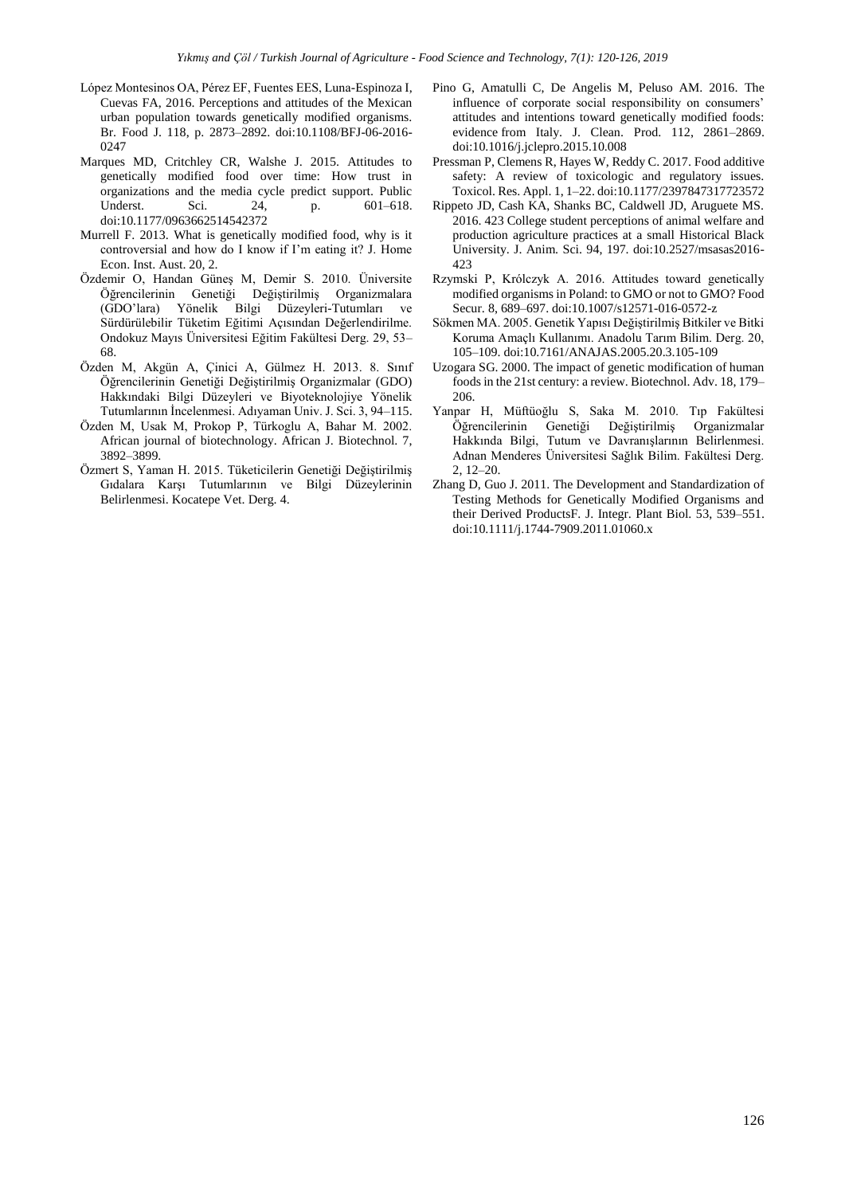López Montesinos OA, Pérez EF, Fuentes EES, Luna-Espinoza I, Cuevas FA, 2016. Perceptions and attitudes of the Mexican urban population towards genetically modified organisms. Br. Food J. 118, p. 2873–2892. doi:10.1108/BFJ-06-2016-0247

Marques MD, Critchley CR, Walshe J. 2015. Attitudes to genetically modified food over time: How trust in organizations and the media cycle predict support. Public Underst. Sci. 24, p. 601–618. doi:10.1177/0963662514542372

Murrell F. 2013. What is genetically modified food, why is it controversial and how do I know if I'm eating it? J. Home Econ. Inst. Aust. 20, 2.

Özdemir O, Handan Güneş M, Demir S. 2010. Üniversite Öğrencilerinin Genetiği Değiştirilmiş Organizmalara (GDO'lara) Yönelik Bilgi Düzeyleri-Tutumları ve Sürdürülebilir Tüketim Eğitimi Açısından Değerlendirilme. Ondokuz Mayıs Üniversitesi Eğitim Fakültesi Derg. 29, 53–68.

Özden M, Akgün A, Çinici A, Gülmez H. 2013. 8. Sınıf Öğrencilerinin Genetiği Değiştirilmiş Organizmalar (GDO) Hakkındaki Bilgi Düzeyleri ve Biyoteknolojiye Yönelik Tutumlarının İncelenmesi. Adıyaman Univ. J. Sci. 3, 94–115.

Özden M, Usak M, Prokop P, Türkoglu A, Bahar M. 2002. African journal of biotechnology. African J. Biotechnol. 7, 3892–3899.

Özmert S, Yaman H. 2015. Tüketicilerin Genetiği Değiştirilmiş Gıdalara Karşı Tutumlarının ve Bilgi Düzeylerinin Belirlenmesi. Kocatepe Vet. Derg. 4.

Pino G, Amatulli C, De Angelis M, Peluso AM. 2016. The influence of corporate social responsibility on consumers' attitudes and intentions toward genetically modified foods: evidence from Italy. J. Clean. Prod. 112, 2861–2869. doi:10.1016/j.jclepro.2015.10.008

Pressman P, Clemens R, Hayes W, Reddy C. 2017. Food additive safety: A review of toxicologic and regulatory issues. Toxicol. Res. Appl. 1, 1–22. doi:10.1177/2397847317723572

Rippeto JD, Cash KA, Shanks BC, Caldwell JD, Aruguete MS. 2016. 423 College student perceptions of animal welfare and production agriculture practices at a small Historical Black University. J. Anim. Sci. 94, 197. doi:10.2527/msasas2016-423

Rzymski P, Królczyk A. 2016. Attitudes toward genetically modified organisms in Poland: to GMO or not to GMO? Food Secur. 8, 689–697. doi:10.1007/s12571-016-0572-z

Sökmen MA. 2005. Genetik Yapısı Değiştirilmiş Bitkiler ve Bitki Koruma Amaçlı Kullanımı. Anadolu Tarım Bilim. Derg. 20, 105–109. doi:10.7161/ANAJAS.2005.20.3.105-109

Uzogara SG. 2000. The impact of genetic modification of human foods in the 21st century: a review. Biotechnol. Adv. 18, 179–206.

Yanpar H, Müftüoğlu S, Saka M. 2010. Tıp Fakültesi Öğrencilerinin Genetiği Değiştirilmiş Organizmalar Hakkında Bilgi, Tutum ve Davranışlarının Belirlenmesi. Adnan Menderes Üniversitesi Sağlık Bilim. Fakültesi Derg. 2, 12–20.

Zhang D, Guo J. 2011. The Development and Standardization of Testing Methods for Genetically Modified Organisms and their Derived ProductsF. J. Integr. Plant Biol. 53, 539–551. doi:10.1111/j.1744-7909.2011.01060.x